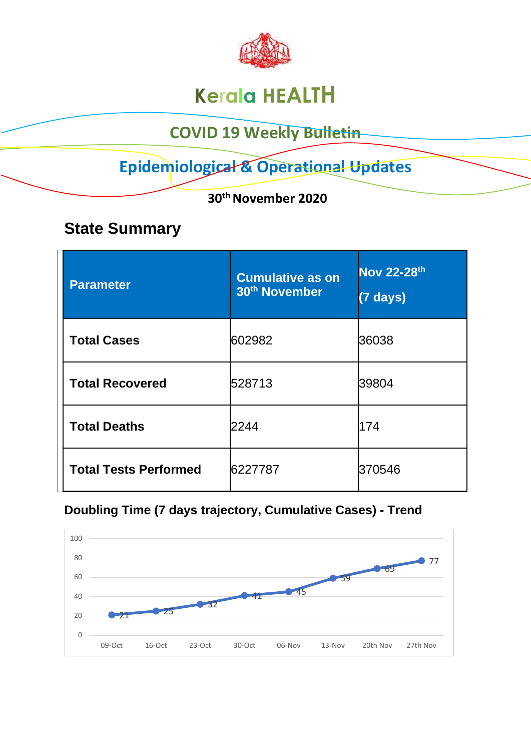# Kerala HEALTH

## COVID 19 Weekly Bulletin

## Epidemiological & Operational Updates

**30th November 2020**

## State Summary

| Parameter | Cumulative as on 30th November | Nov 22-28th (7 days) |
|---|---|---|
| **Total Cases** | 602982 | 36038 |
| **Total Recovered** | 528713 | 39804 |
| **Total Deaths** | 2244 | 174 |
| **Total Tests Performed** | 6227787 | 370546 |

### Doubling Time (7 days trajectory, Cumulative Cases) - Trend

| Date | Doubling Time |
|---|---|
| 09-Oct | 21 |
| 16-Oct | 25 |
| 23-Oct | 32 |
| 30-Oct | 41 |
| 06-Nov | 45 |
| 13-Nov | 59 |
| 20th Nov | 69 |
| 27th Nov | 77 |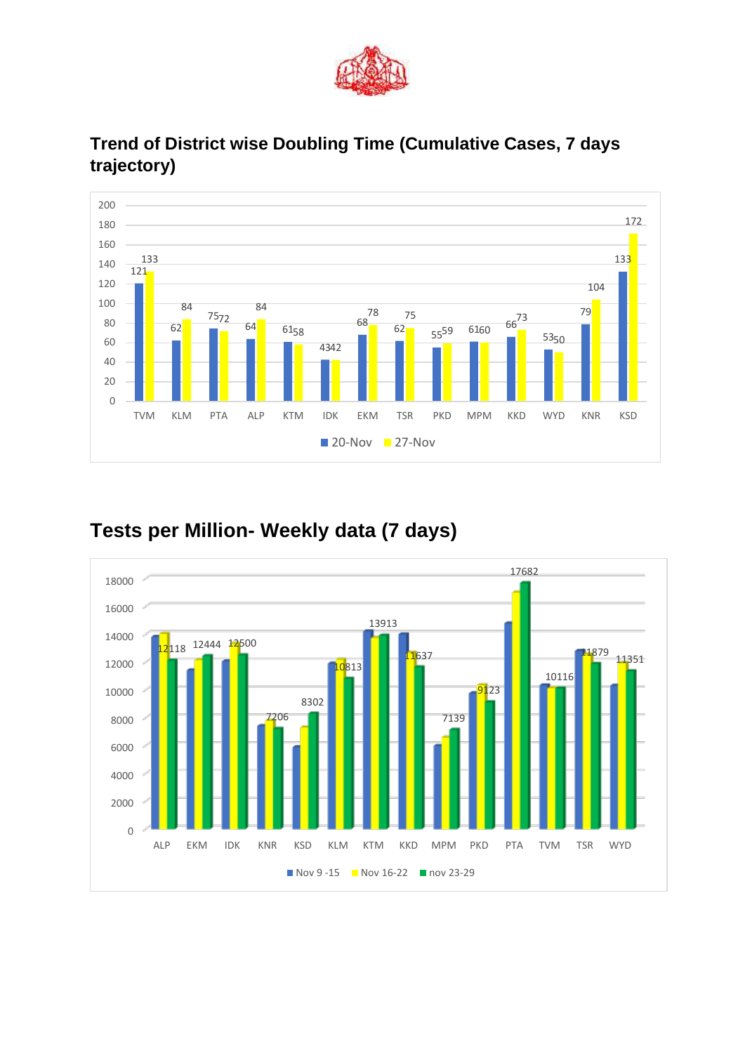## Trend of District wise Doubling Time (Cumulative Cases, 7 days trajectory)

| District | 20-Nov | 27-Nov |
|---|---|---|
| TVM | 121 | 133 |
| KLM | 62 | 84 |
| PTA | 75 | 72 |
| ALP | 64 | 84 |
| KTM | 61 | 58 |
| IDK | 43 | 42 |
| EKM | 68 | 78 |
| TSR | 62 | 75 |
| PKD | 55 | 59 |
| MPM | 61 | 60 |
| KKD | 66 | 73 |
| WYD | 53 | 50 |
| KNR | 79 | 104 |
| KSD | 133 | 172 |

## Tests per Million- Weekly data (7 days)

| District | nov 23-29 |
|---|---|
| ALP | 12118 |
| EKM | 12444 |
| IDK | 12500 |
| KNR | 7206 |
| KSD | 8302 |
| KLM | 10813 |
| KTM | 13913 |
| KKD | 11637 |
| MPM | 7139 |
| PKD | 9123 |
| PTA | 17682 |
| TVM | 10116 |
| TSR | 11879 |
| WYD | 11351 |

Legend: Nov 9 -15, Nov 16-22, nov 23-29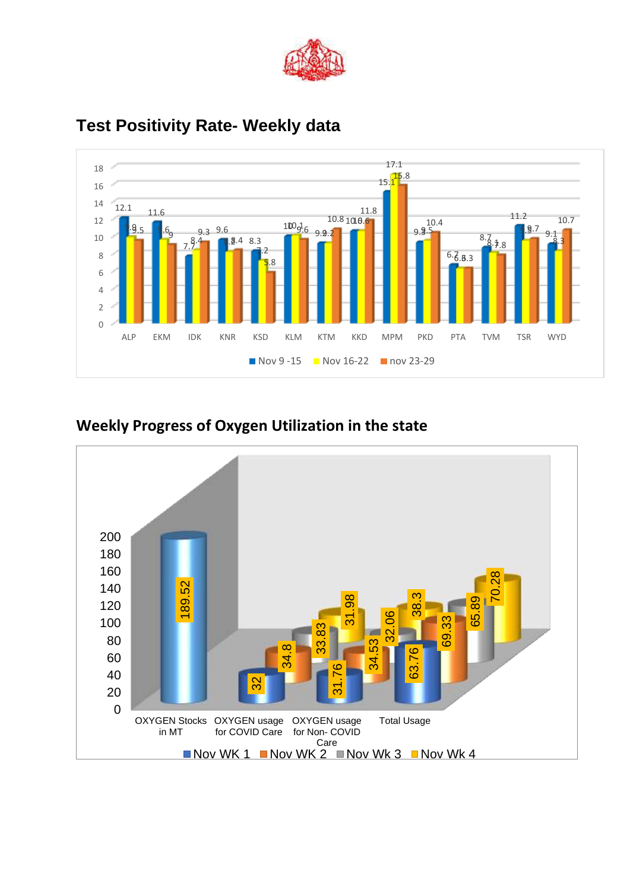## Test Positivity Rate- Weekly data

| District | Nov 9 -15 | Nov 16-22 | nov 23-29 |
|---|---|---|---|
| ALP | 12.1 | 9.9 | 9.5 |
| EKM | 11.6 | 9.6 | 9 |
| IDK | 7.7 | 8.4 | 9.3 |
| KNR | 9.6 | 8.2 | 8.4 |
| KSD | 8.3 | 7.2 | 5.8 |
| KLM | 10 | 10.1 | 9.6 |
| KTM | 9.2 | 9.2 | 10.8 |
| KKD | 10.6 | 10.6 | 11.8 |
| MPM | 15.1 | 17.1 | 15.8 |
| PKD | 9.3 | 9.5 | 10.4 |
| PTA | 6.7 | 6.3 | 6.3 |
| TVM | 8.7 | 8.1 | 7.8 |
| TSR | 11.2 | 9.5 | 9.7 |
| WYD | 9.1 | 8.3 | 10.7 |

## Weekly Progress of Oxygen Utilization in the state

| | Nov WK 1 | Nov WK 2 | Nov Wk 3 | Nov Wk 4 |
|---|---|---|---|---|
| OXYGEN Stocks in MT | 189.52 | | | |
| OXYGEN usage for COVID Care | 32 | 34.8 | 33.83 | 31.98 |
| OXYGEN usage for Non- COVID Care | 31.76 | 34.53 | 32.06 | 38.3 |
| Total Usage | 63.76 | 69.33 | 65.89 | 70.28 |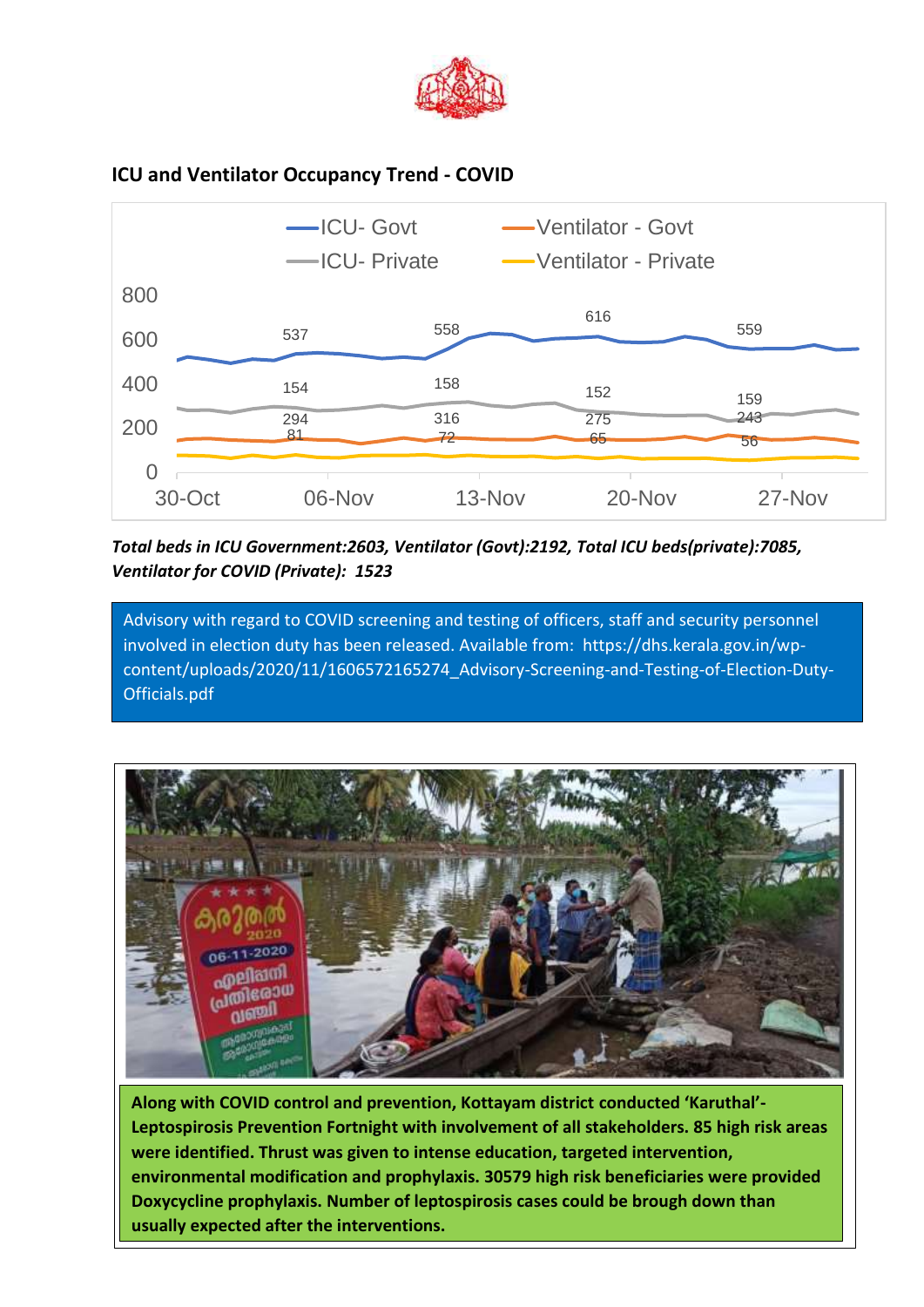## ICU and Ventilator Occupancy Trend - COVID

ICU- Govt
Ventilator - Govt
ICU- Private
Ventilator - Private

800
600
400
200
0

537
558
616
559
154
158
152
159
294
316
275
243
81
72
65
56

30-Oct
06-Nov
13-Nov
20-Nov
27-Nov

***Total beds in ICU Government:2603, Ventilator (Govt):2192, Total ICU beds(private):7085, Ventilator for COVID (Private): 1523***

Advisory with regard to COVID screening and testing of officers, staff and security personnel involved in election duty has been released. Available from: https://dhs.kerala.gov.in/wp-content/uploads/2020/11/1606572165274_Advisory-Screening-and-Testing-of-Election-Duty-Officials.pdf

**Along with COVID control and prevention, Kottayam district conducted 'Karuthal'- Leptospirosis Prevention Fortnight with involvement of all stakeholders. 85 high risk areas were identified. Thrust was given to intense education, targeted intervention, environmental modification and prophylaxis. 30579 high risk beneficiaries were provided Doxycycline prophylaxis. Number of leptospirosis cases could be brough down than usually expected after the interventions.**